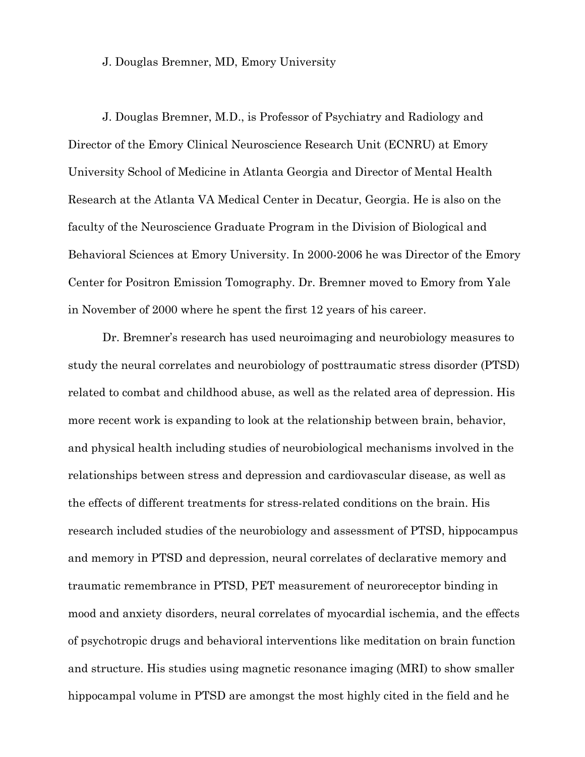J. Douglas Bremner, MD, Emory University

J. Douglas Bremner, M.D., is Professor of Psychiatry and Radiology and Director of the Emory Clinical Neuroscience Research Unit (ECNRU) at Emory University School of Medicine in Atlanta Georgia and Director of Mental Health Research at the Atlanta VA Medical Center in Decatur, Georgia. He is also on the faculty of the Neuroscience Graduate Program in the Division of Biological and Behavioral Sciences at Emory University. In 2000-2006 he was Director of the Emory Center for Positron Emission Tomography. Dr. Bremner moved to Emory from Yale in November of 2000 where he spent the first 12 years of his career.

Dr. Bremner's research has used neuroimaging and neurobiology measures to study the neural correlates and neurobiology of posttraumatic stress disorder (PTSD) related to combat and childhood abuse, as well as the related area of depression. His more recent work is expanding to look at the relationship between brain, behavior, and physical health including studies of neurobiological mechanisms involved in the relationships between stress and depression and cardiovascular disease, as well as the effects of different treatments for stress-related conditions on the brain. His research included studies of the neurobiology and assessment of PTSD, hippocampus and memory in PTSD and depression, neural correlates of declarative memory and traumatic remembrance in PTSD, PET measurement of neuroreceptor binding in mood and anxiety disorders, neural correlates of myocardial ischemia, and the effects of psychotropic drugs and behavioral interventions like meditation on brain function and structure. His studies using magnetic resonance imaging (MRI) to show smaller hippocampal volume in PTSD are amongst the most highly cited in the field and he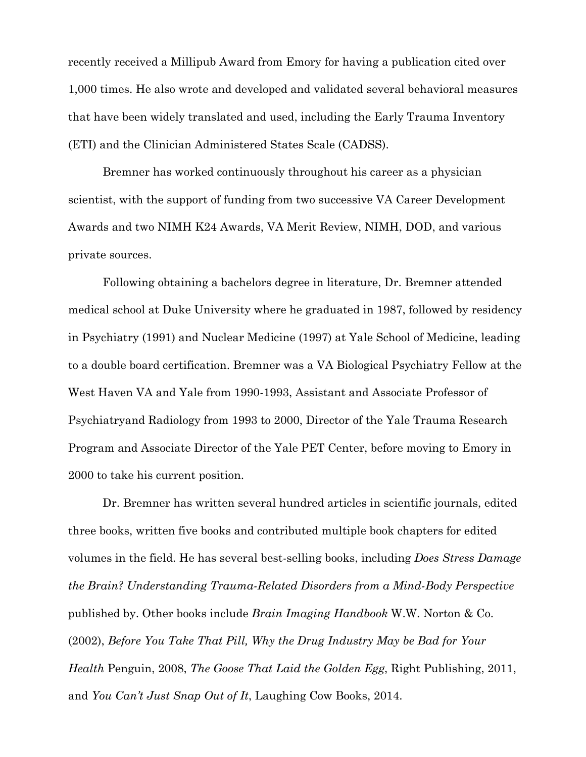recently received a Millipub Award from Emory for having a publication cited over 1,000 times. He also wrote and developed and validated several behavioral measures that have been widely translated and used, including the Early Trauma Inventory (ETI) and the Clinician Administered States Scale (CADSS).

Bremner has worked continuously throughout his career as a physician scientist, with the support of funding from two successive VA Career Development Awards and two NIMH K24 Awards, VA Merit Review, NIMH, DOD, and various private sources.

Following obtaining a bachelors degree in literature, Dr. Bremner attended medical school at Duke University where he graduated in 1987, followed by residency in Psychiatry (1991) and Nuclear Medicine (1997) at Yale School of Medicine, leading to a double board certification. Bremner was a VA Biological Psychiatry Fellow at the West Haven VA and Yale from 1990-1993, Assistant and Associate Professor of Psychiatryand Radiology from 1993 to 2000, Director of the Yale Trauma Research Program and Associate Director of the Yale PET Center, before moving to Emory in 2000 to take his current position.

Dr. Bremner has written several hundred articles in scientific journals, edited three books, written five books and contributed multiple book chapters for edited volumes in the field. He has several best-selling books, including *Does Stress Damage the Brain? Understanding Trauma-Related Disorders from a Mind-Body Perspective* published by. Other books include *Brain Imaging Handbook* W.W. Norton & Co. (2002), *Before You Take That Pill, Why the Drug Industry May be Bad for Your Health* Penguin, 2008, *The Goose That Laid the Golden Egg*, Right Publishing, 2011, and *You Can't Just Snap Out of It*, Laughing Cow Books, 2014.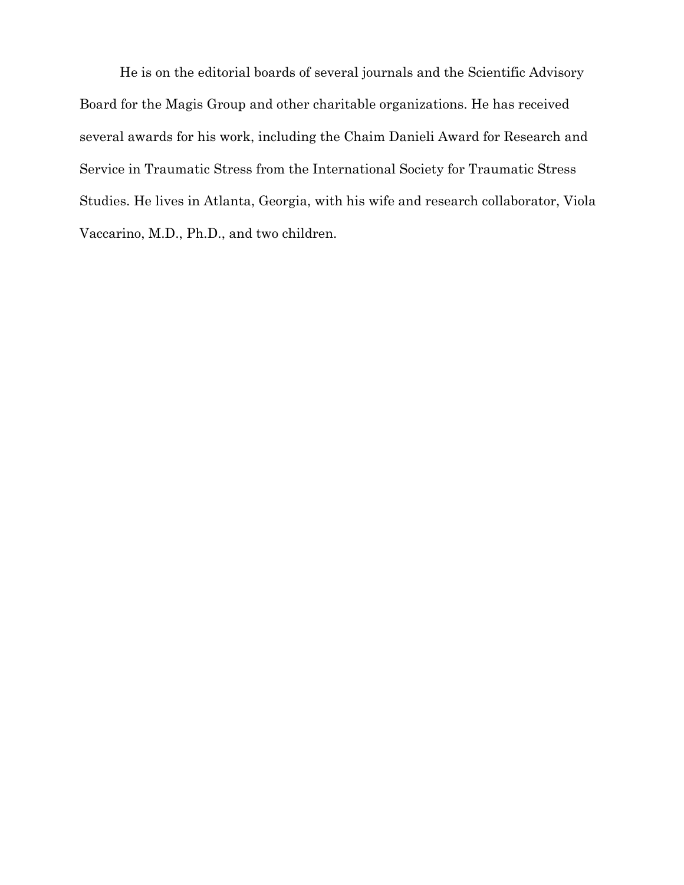He is on the editorial boards of several journals and the Scientific Advisory Board for the Magis Group and other charitable organizations. He has received several awards for his work, including the Chaim Danieli Award for Research and Service in Traumatic Stress from the International Society for Traumatic Stress Studies. He lives in Atlanta, Georgia, with his wife and research collaborator, Viola Vaccarino, M.D., Ph.D., and two children.